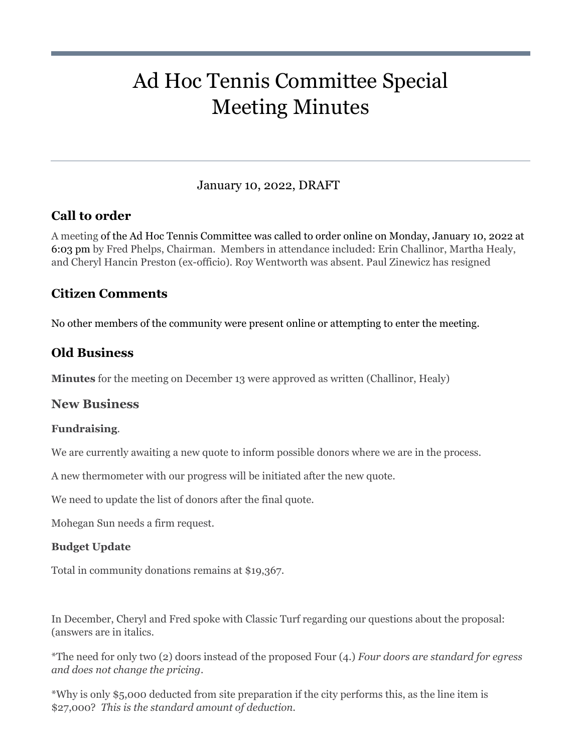# Ad Hoc Tennis Committee Special Meeting Minutes

January 10, 2022, DRAFT

## Call to order

A meeting of the Ad Hoc Tennis Committee was called to order online on Monday, January 10, 2022 at 6:03 pm by Fred Phelps, Chairman. Members in attendance included: Erin Challinor, Martha Healy, and Cheryl Hancin Preston (ex-officio). Roy Wentworth was absent. Paul Zinewicz has resigned

## Citizen Comments

No other members of the community were present online or attempting to enter the meeting.

## Old Business

**Minutes** for the meeting on December 13 were approved as written (Challinor, Healy)

## New Business

### Fundraising.

We are currently awaiting a new quote to inform possible donors where we are in the process.

A new thermometer with our progress will be initiated after the new quote.

We need to update the list of donors after the final quote.

Mohegan Sun needs a firm request.

### Budget Update

Total in community donations remains at $19,367.

In December, Cheryl and Fred spoke with Classic Turf regarding our questions about the proposal: (answers are in italics.

*The need for only two (2) doors instead of the proposed Four (4.) *Four doors are standard for egress and does not change the pricing*.

*Why is only $5,000 deducted from site preparation if the city performs this, as the line item is $27,000? *This is the standard amount of deduction.*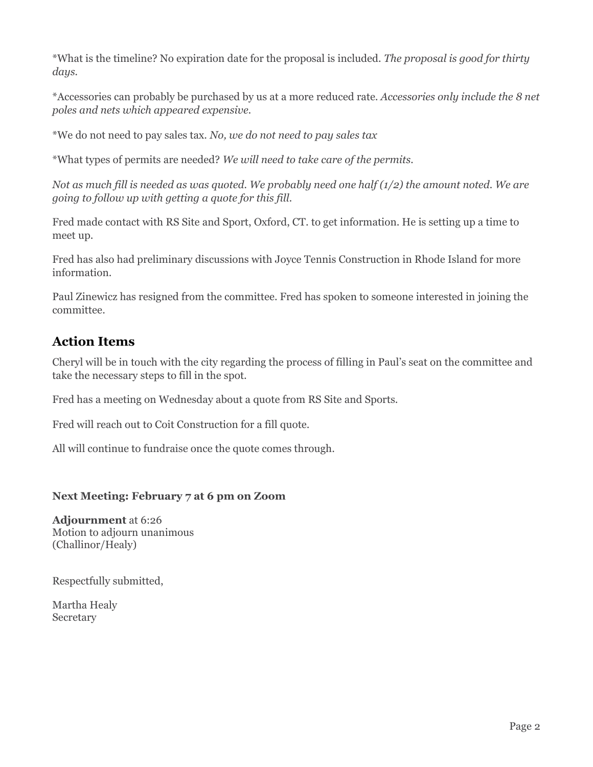*What is the timeline? No expiration date for the proposal is included. *The proposal is good for thirty days.*

*Accessories can probably be purchased by us at a more reduced rate. *Accessories only include the 8 net poles and nets which appeared expensive.*

*We do not need to pay sales tax. *No, we do not need to pay sales tax*

*What types of permits are needed? *We will need to take care of the permits.*

*Not as much fill is needed as was quoted. We probably need one half (1/2) the amount noted. We are going to follow up with getting a quote for this fill.*

Fred made contact with RS Site and Sport, Oxford, CT. to get information. He is setting up a time to meet up.

Fred has also had preliminary discussions with Joyce Tennis Construction in Rhode Island for more information.

Paul Zinewicz has resigned from the committee. Fred has spoken to someone interested in joining the committee.

## Action Items

Cheryl will be in touch with the city regarding the process of filling in Paul's seat on the committee and take the necessary steps to fill in the spot.

Fred has a meeting on Wednesday about a quote from RS Site and Sports.

Fred will reach out to Coit Construction for a fill quote.

All will continue to fundraise once the quote comes through.

**Next Meeting: February 7 at 6 pm on Zoom**

**Adjournment** at 6:26
Motion to adjourn unanimous
(Challinor/Healy)

Respectfully submitted,

Martha Healy
Secretary